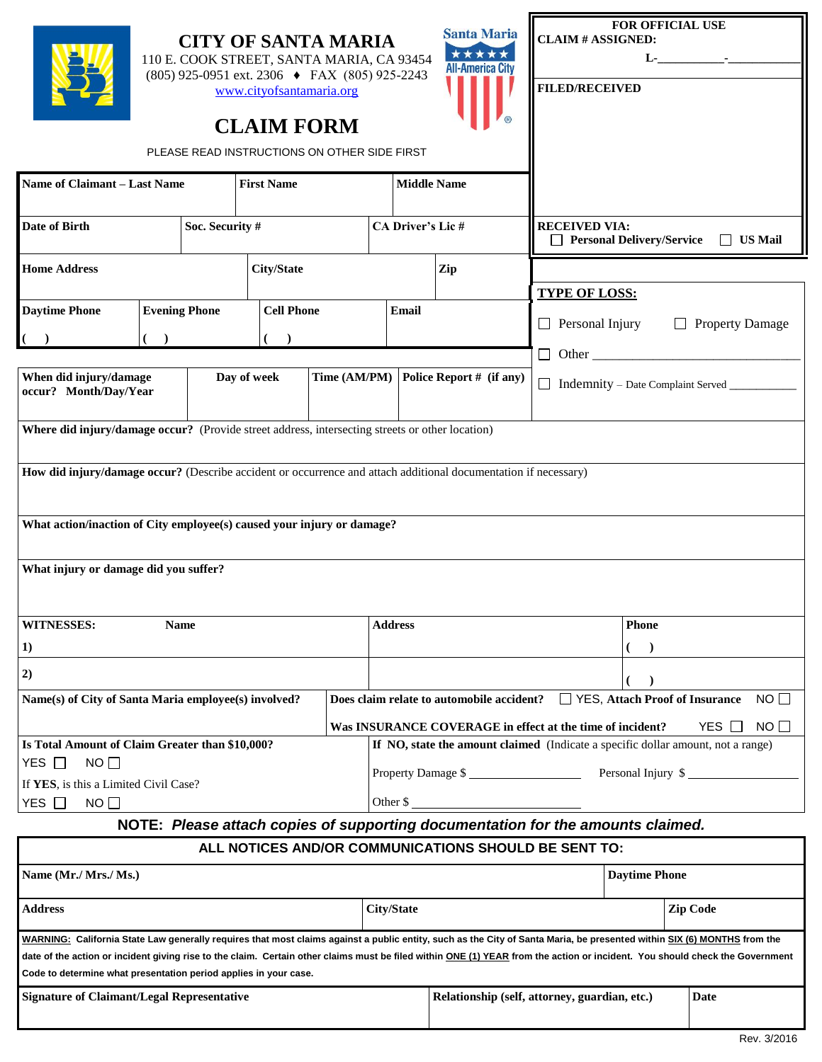# CITY OF SANTA MARIA

110 E. COOK STREET, SANTA MARIA, CA 93454
(805) 925-0951 ext. 2306 ♦ FAX (805) 925-2243
www.cityofsantamaria.org

Santa Maria All-America City

## CLAIM FORM

PLEASE READ INSTRUCTIONS ON OTHER SIDE FIRST

| FOR OFFICIAL USE |
|---|
| CLAIM # ASSIGNED: L-__________-__________ |
| FILED/RECEIVED |
| RECEIVED VIA: ☐ Personal Delivery/Service ☐ US Mail |

| Name of Claimant – Last Name | First Name | Middle Name |
|---|---|---|
| | | |

| Date of Birth | Soc. Security # | CA Driver's Lic # |
|---|---|---|
| | | |

| Home Address | City/State | Zip |
|---|---|---|
| | | |

| Daytime Phone | Evening Phone | Cell Phone | Email |
|---|---|---|---|
| ( ) | ( ) | ( ) | |

**TYPE OF LOSS:**

☐ Personal Injury ☐ Property Damage

☐ Other ______________________________

☐ Indemnity – Date Complaint Served __________

| When did injury/damage occur? Month/Day/Year | Day of week | Time (AM/PM) | Police Report # (if any) |
|---|---|---|---|
| | | | |

**Where did injury/damage occur?** (Provide street address, intersecting streets or other location)

**How did injury/damage occur?** (Describe accident or occurrence and attach additional documentation if necessary)

**What action/inaction of City employee(s) caused your injury or damage?**

**What injury or damage did you suffer?**

| WITNESSES: Name | Address | Phone |
|---|---|---|
| 1) | | ( ) |
| 2) | | ( ) |

**Name(s) of City of Santa Maria employee(s) involved?**

**Does claim relate to automobile accident?** ☐ YES, **Attach Proof of Insurance** NO ☐

**Was INSURANCE COVERAGE in effect at the time of incident?** YES ☐ NO ☐

**Is Total Amount of Claim Greater than $10,000?**
YES ☐ NO ☐
If **YES**, is this a Limited Civil Case?
YES ☐ NO ☐

**If NO, state the amount claimed** (Indicate a specific dollar amount, not a range)

Property Damage $ ______________ Personal Injury $ ______________

Other $ ______________

**NOTE:** ***Please attach copies of supporting documentation for the amounts claimed.***

**ALL NOTICES AND/OR COMMUNICATIONS SHOULD BE SENT TO:**

| Name (Mr./ Mrs./ Ms.) | Daytime Phone |
|---|---|
| | |

| Address | City/State | Zip Code |
|---|---|---|
| | | |

**WARNING:** **California State Law generally requires that most claims against a public entity, such as the City of Santa Maria, be presented within SIX (6) MONTHS from the date of the action or incident giving rise to the claim. Certain other claims must be filed within ONE (1) YEAR from the action or incident. You should check the Government Code to determine what presentation period applies in your case.**

| Signature of Claimant/Legal Representative | Relationship (self, attorney, guardian, etc.) | Date |
|---|---|---|
| | | |

Rev. 3/2016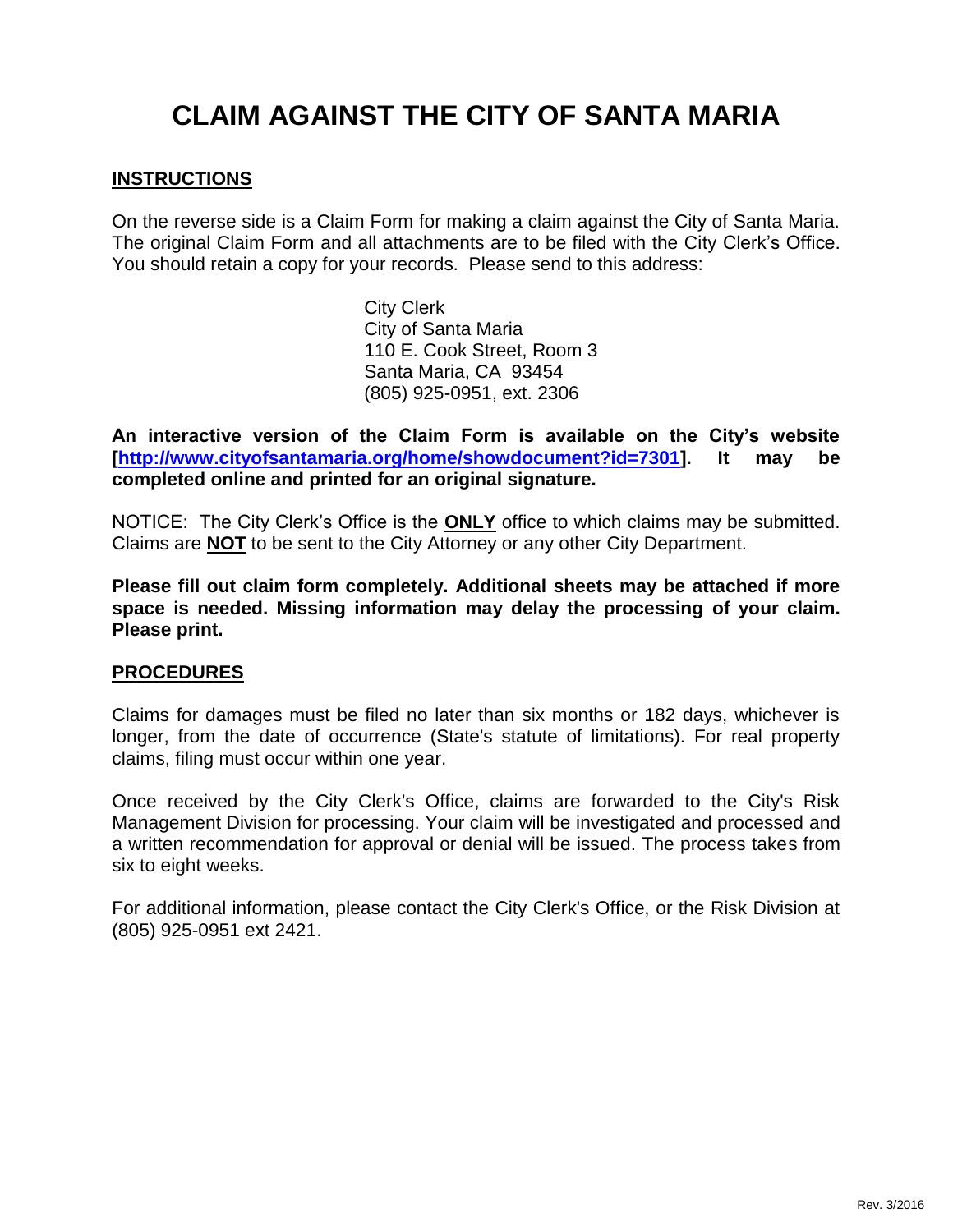# CLAIM AGAINST THE CITY OF SANTA MARIA

## INSTRUCTIONS

On the reverse side is a Claim Form for making a claim against the City of Santa Maria. The original Claim Form and all attachments are to be filed with the City Clerk's Office. You should retain a copy for your records. Please send to this address:

City Clerk
City of Santa Maria
110 E. Cook Street, Room 3
Santa Maria, CA 93454
(805) 925-0951, ext. 2306

**An interactive version of the Claim Form is available on the City's website [http://www.cityofsantamaria.org/home/showdocument?id=7301]. It may be completed online and printed for an original signature.**

NOTICE: The City Clerk's Office is the **ONLY** office to which claims may be submitted. Claims are **NOT** to be sent to the City Attorney or any other City Department.

**Please fill out claim form completely. Additional sheets may be attached if more space is needed. Missing information may delay the processing of your claim. Please print.**

## PROCEDURES

Claims for damages must be filed no later than six months or 182 days, whichever is longer, from the date of occurrence (State's statute of limitations). For real property claims, filing must occur within one year.

Once received by the City Clerk's Office, claims are forwarded to the City's Risk Management Division for processing. Your claim will be investigated and processed and a written recommendation for approval or denial will be issued. The process takes from six to eight weeks.

For additional information, please contact the City Clerk's Office, or the Risk Division at (805) 925-0951 ext 2421.

Rev. 3/2016